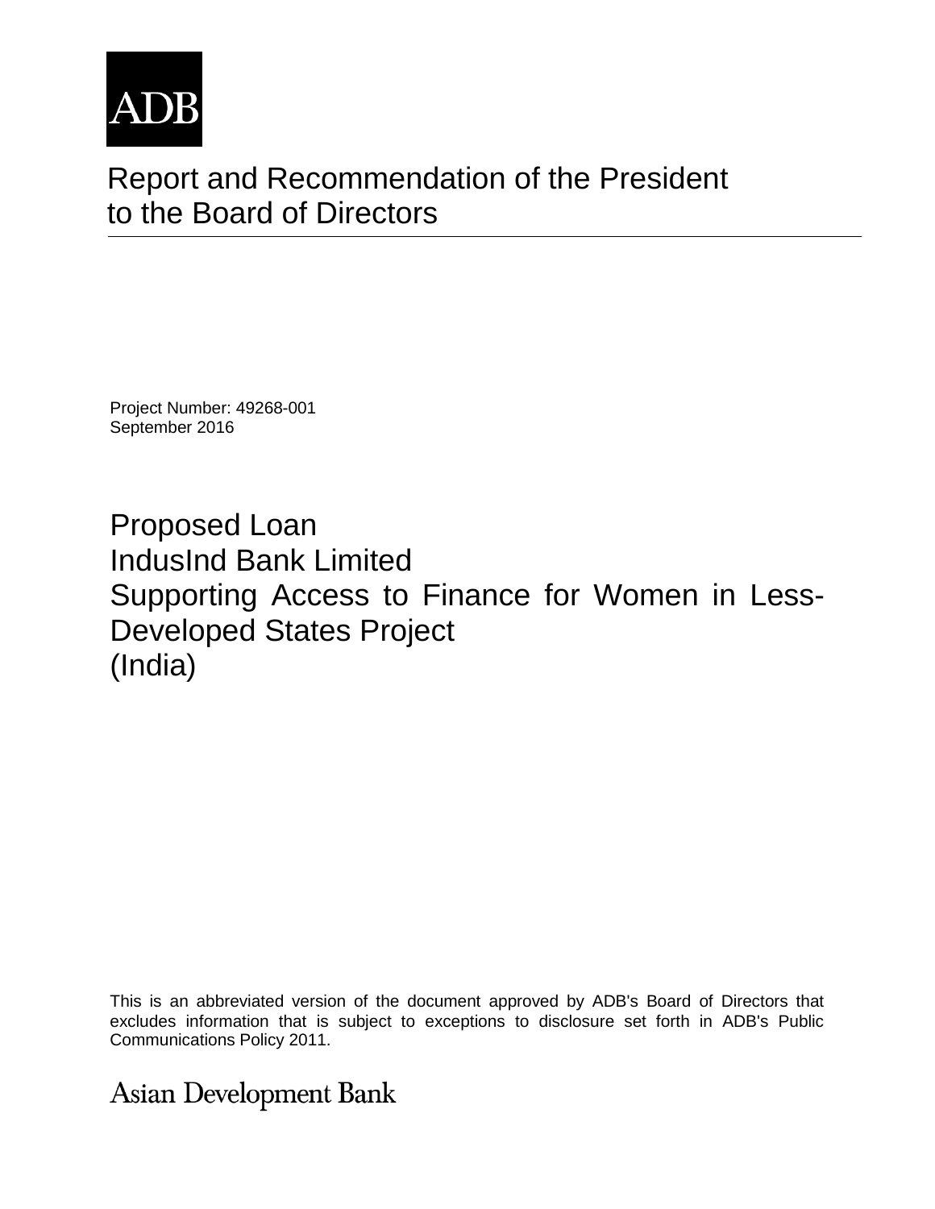ADB

# Report and Recommendation of the President to the Board of Directors

Project Number: 49268-001
September 2016

## Proposed Loan
## IndusInd Bank Limited
## Supporting Access to Finance for Women in Less-Developed States Project
## (India)

This is an abbreviated version of the document approved by ADB's Board of Directors that excludes information that is subject to exceptions to disclosure set forth in ADB's Public Communications Policy 2011.

Asian Development Bank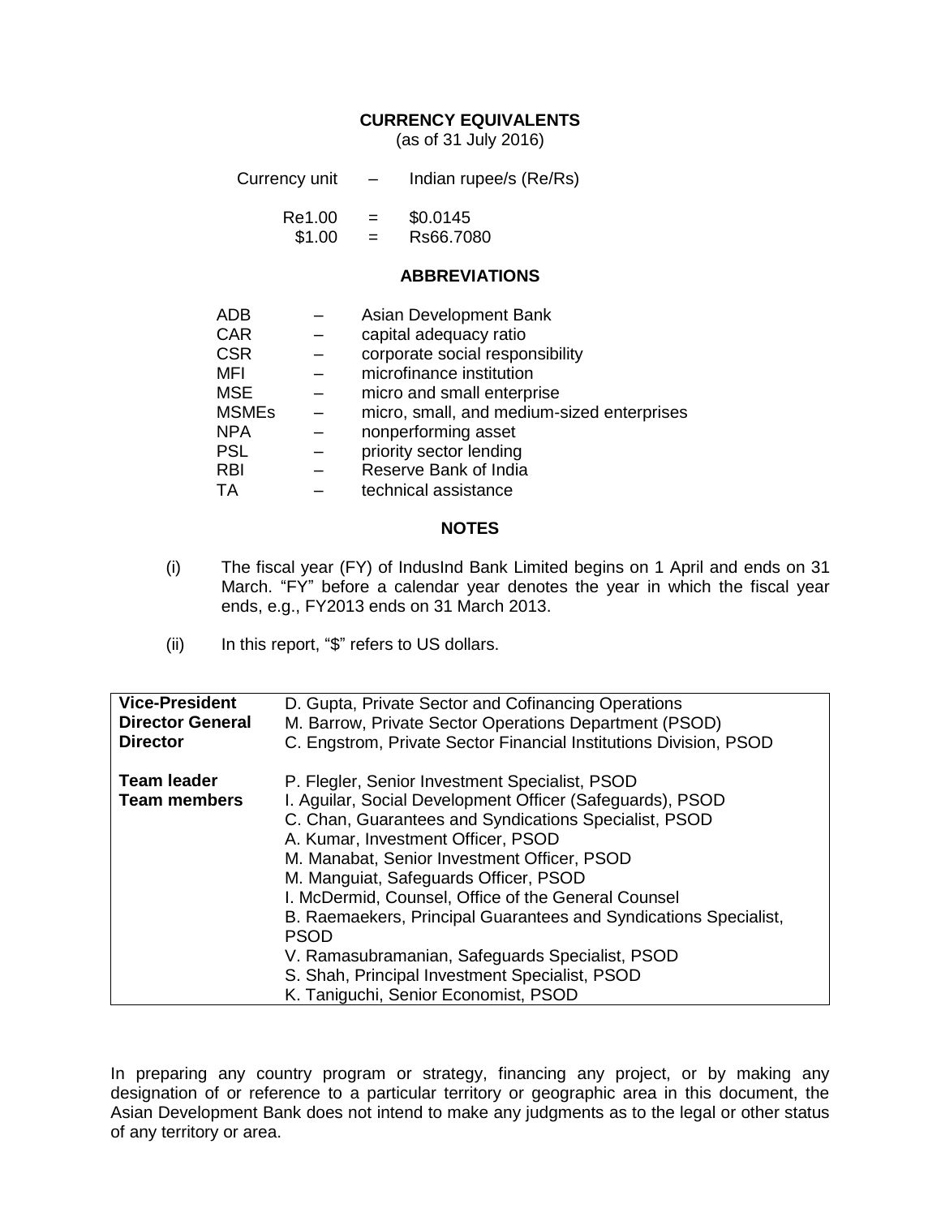## CURRENCY EQUIVALENTS

(as of 31 July 2016)

| | | |
|---|---|---|
| Currency unit | – | Indian rupee/s (Re/Rs) |
| Re1.00 | = | $0.0145 |
| $1.00 | = | Rs66.7080 |

## ABBREVIATIONS

| | | |
|---|---|---|
| ADB | – | Asian Development Bank |
| CAR | – | capital adequacy ratio |
| CSR | – | corporate social responsibility |
| MFI | – | microfinance institution |
| MSE | – | micro and small enterprise |
| MSMEs | – | micro, small, and medium-sized enterprises |
| NPA | – | nonperforming asset |
| PSL | – | priority sector lending |
| RBI | – | Reserve Bank of India |
| TA | – | technical assistance |

## NOTES

(i) The fiscal year (FY) of IndusInd Bank Limited begins on 1 April and ends on 31 March. "FY" before a calendar year denotes the year in which the fiscal year ends, e.g., FY2013 ends on 31 March 2013.

(ii) In this report, "$" refers to US dollars.

| | |
|---|---|
| **Vice-President** | D. Gupta, Private Sector and Cofinancing Operations |
| **Director General** | M. Barrow, Private Sector Operations Department (PSOD) |
| **Director** | C. Engstrom, Private Sector Financial Institutions Division, PSOD |
| | |
| **Team leader** | P. Flegler, Senior Investment Specialist, PSOD |
| **Team members** | I. Aguilar, Social Development Officer (Safeguards), PSOD |
| | C. Chan, Guarantees and Syndications Specialist, PSOD |
| | A. Kumar, Investment Officer, PSOD |
| | M. Manabat, Senior Investment Officer, PSOD |
| | M. Manguiat, Safeguards Officer, PSOD |
| | I. McDermid, Counsel, Office of the General Counsel |
| | B. Raemaekers, Principal Guarantees and Syndications Specialist, PSOD |
| | V. Ramasubramanian, Safeguards Specialist, PSOD |
| | S. Shah, Principal Investment Specialist, PSOD |
| | K. Taniguchi, Senior Economist, PSOD |

In preparing any country program or strategy, financing any project, or by making any designation of or reference to a particular territory or geographic area in this document, the Asian Development Bank does not intend to make any judgments as to the legal or other status of any territory or area.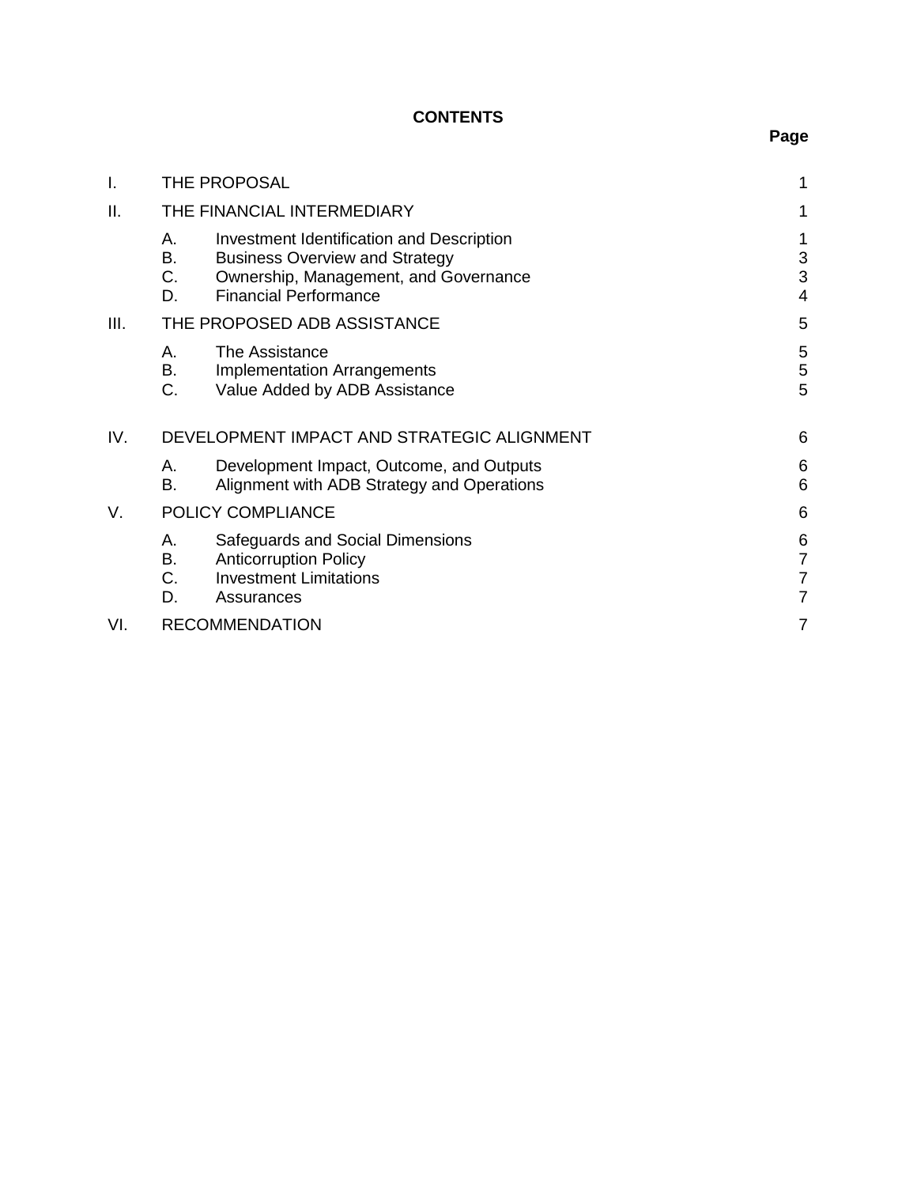**CONTENTS**

| | | Page |
|---|---|---|
| I. | THE PROPOSAL | 1 |
| II. | THE FINANCIAL INTERMEDIARY | 1 |
| | A. Investment Identification and Description | 1 |
| | B. Business Overview and Strategy | 3 |
| | C. Ownership, Management, and Governance | 3 |
| | D. Financial Performance | 4 |
| III. | THE PROPOSED ADB ASSISTANCE | 5 |
| | A. The Assistance | 5 |
| | B. Implementation Arrangements | 5 |
| | C. Value Added by ADB Assistance | 5 |
| IV. | DEVELOPMENT IMPACT AND STRATEGIC ALIGNMENT | 6 |
| | A. Development Impact, Outcome, and Outputs | 6 |
| | B. Alignment with ADB Strategy and Operations | 6 |
| V. | POLICY COMPLIANCE | 6 |
| | A. Safeguards and Social Dimensions | 6 |
| | B. Anticorruption Policy | 7 |
| | C. Investment Limitations | 7 |
| | D. Assurances | 7 |
| VI. | RECOMMENDATION | 7 |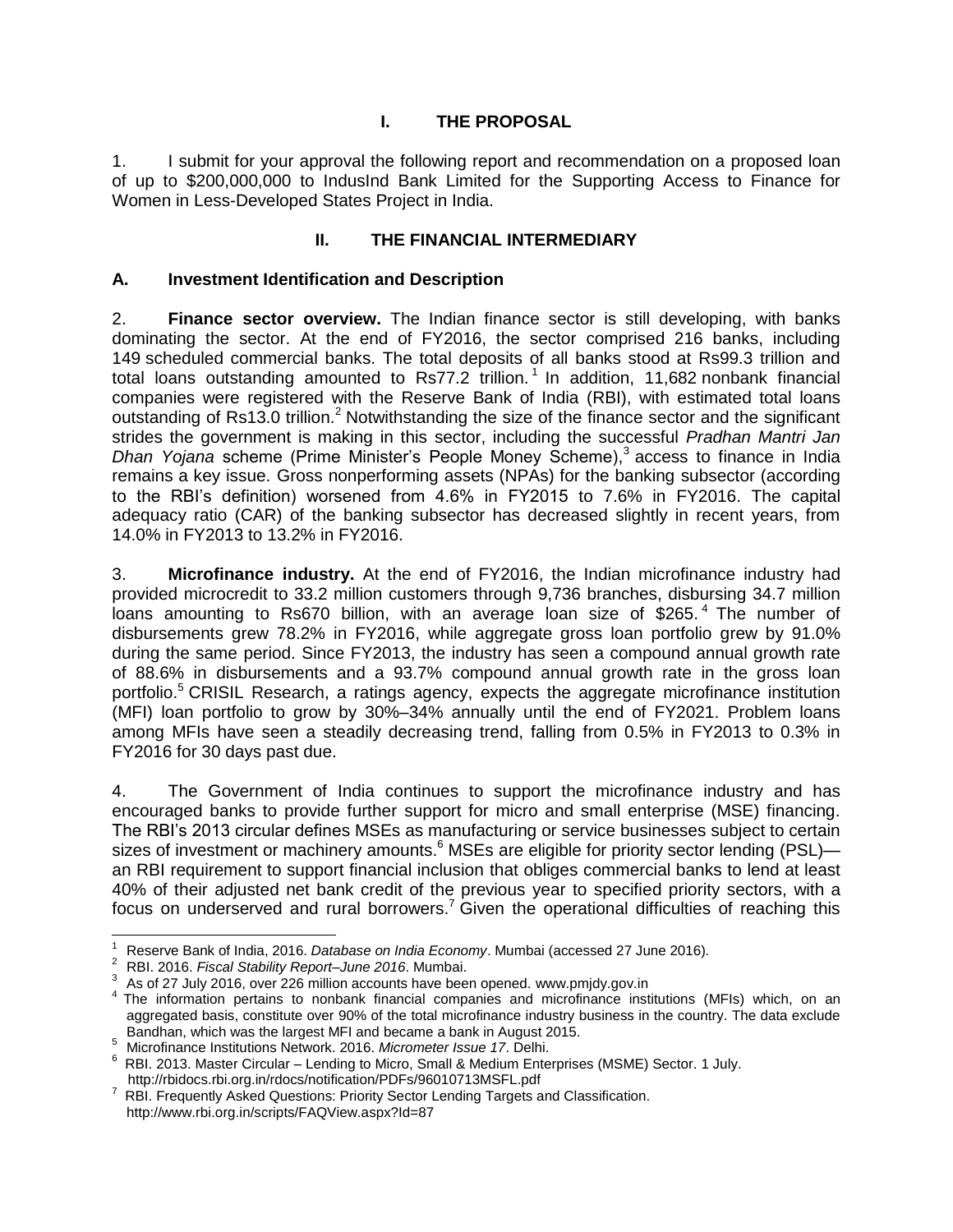## I. THE PROPOSAL

1. I submit for your approval the following report and recommendation on a proposed loan of up to $200,000,000 to IndusInd Bank Limited for the Supporting Access to Finance for Women in Less-Developed States Project in India.

## II. THE FINANCIAL INTERMEDIARY

### A. Investment Identification and Description

2. **Finance sector overview.** The Indian finance sector is still developing, with banks dominating the sector. At the end of FY2016, the sector comprised 216 banks, including 149 scheduled commercial banks. The total deposits of all banks stood at Rs99.3 trillion and total loans outstanding amounted to Rs77.2 trillion.[1] In addition, 11,682 nonbank financial companies were registered with the Reserve Bank of India (RBI), with estimated total loans outstanding of Rs13.0 trillion.[2] Notwithstanding the size of the finance sector and the significant strides the government is making in this sector, including the successful *Pradhan Mantri Jan Dhan Yojana* scheme (Prime Minister's People Money Scheme),[3] access to finance in India remains a key issue. Gross nonperforming assets (NPAs) for the banking subsector (according to the RBI's definition) worsened from 4.6% in FY2015 to 7.6% in FY2016. The capital adequacy ratio (CAR) of the banking subsector has decreased slightly in recent years, from 14.0% in FY2013 to 13.2% in FY2016.

3. **Microfinance industry.** At the end of FY2016, the Indian microfinance industry had provided microcredit to 33.2 million customers through 9,736 branches, disbursing 34.7 million loans amounting to Rs670 billion, with an average loan size of $265.[4] The number of disbursements grew 78.2% in FY2016, while aggregate gross loan portfolio grew by 91.0% during the same period. Since FY2013, the industry has seen a compound annual growth rate of 88.6% in disbursements and a 93.7% compound annual growth rate in the gross loan portfolio.[5] CRISIL Research, a ratings agency, expects the aggregate microfinance institution (MFI) loan portfolio to grow by 30%–34% annually until the end of FY2021. Problem loans among MFIs have seen a steadily decreasing trend, falling from 0.5% in FY2013 to 0.3% in FY2016 for 30 days past due.

4. The Government of India continues to support the microfinance industry and has encouraged banks to provide further support for micro and small enterprise (MSE) financing. The RBI's 2013 circular defines MSEs as manufacturing or service businesses subject to certain sizes of investment or machinery amounts.[6] MSEs are eligible for priority sector lending (PSL)—an RBI requirement to support financial inclusion that obliges commercial banks to lend at least 40% of their adjusted net bank credit of the previous year to specified priority sectors, with a focus on underserved and rural borrowers.[7] Given the operational difficulties of reaching this

---

[1] Reserve Bank of India, 2016. *Database on India Economy*. Mumbai (accessed 27 June 2016).

[2] RBI. 2016. *Fiscal Stability Report–June 2016*. Mumbai.

[3] As of 27 July 2016, over 226 million accounts have been opened. www.pmjdy.gov.in

[4] The information pertains to nonbank financial companies and microfinance institutions (MFIs) which, on an aggregated basis, constitute over 90% of the total microfinance industry business in the country. The data exclude Bandhan, which was the largest MFI and became a bank in August 2015.

[5] Microfinance Institutions Network. 2016. *Micrometer Issue 17*. Delhi.

[6] RBI. 2013. Master Circular – Lending to Micro, Small & Medium Enterprises (MSME) Sector. 1 July. http://rbidocs.rbi.org.in/rdocs/notification/PDFs/96010713MSFL.pdf

[7] RBI. Frequently Asked Questions: Priority Sector Lending Targets and Classification. http://www.rbi.org.in/scripts/FAQView.aspx?Id=87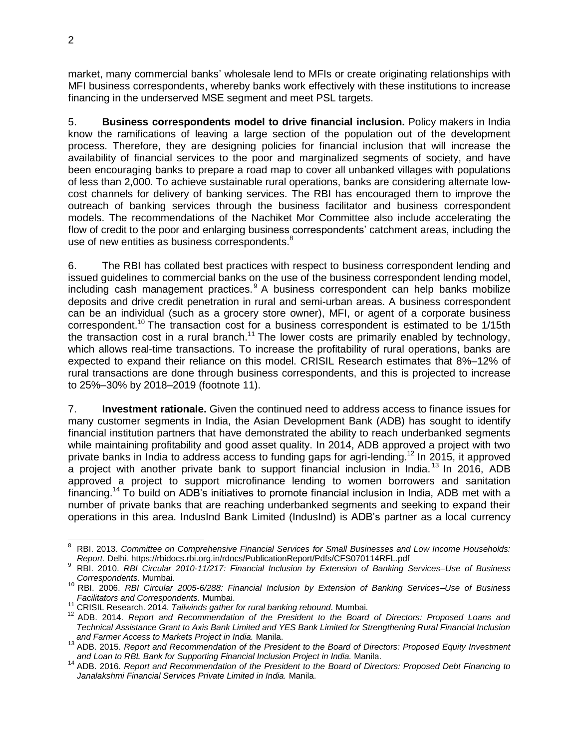market, many commercial banks' wholesale lend to MFIs or create originating relationships with MFI business correspondents, whereby banks work effectively with these institutions to increase financing in the underserved MSE segment and meet PSL targets.

5. **Business correspondents model to drive financial inclusion.** Policy makers in India know the ramifications of leaving a large section of the population out of the development process. Therefore, they are designing policies for financial inclusion that will increase the availability of financial services to the poor and marginalized segments of society, and have been encouraging banks to prepare a road map to cover all unbanked villages with populations of less than 2,000. To achieve sustainable rural operations, banks are considering alternate low-cost channels for delivery of banking services. The RBI has encouraged them to improve the outreach of banking services through the business facilitator and business correspondent models. The recommendations of the Nachiket Mor Committee also include accelerating the flow of credit to the poor and enlarging business correspondents' catchment areas, including the use of new entities as business correspondents.[8]

6. The RBI has collated best practices with respect to business correspondent lending and issued guidelines to commercial banks on the use of the business correspondent lending model, including cash management practices.[9] A business correspondent can help banks mobilize deposits and drive credit penetration in rural and semi-urban areas. A business correspondent can be an individual (such as a grocery store owner), MFI, or agent of a corporate business correspondent.[10] The transaction cost for a business correspondent is estimated to be 1/15th the transaction cost in a rural branch.[11] The lower costs are primarily enabled by technology, which allows real-time transactions. To increase the profitability of rural operations, banks are expected to expand their reliance on this model. CRISIL Research estimates that 8%–12% of rural transactions are done through business correspondents, and this is projected to increase to 25%–30% by 2018–2019 (footnote 11).

7. **Investment rationale.** Given the continued need to address access to finance issues for many customer segments in India, the Asian Development Bank (ADB) has sought to identify financial institution partners that have demonstrated the ability to reach underbanked segments while maintaining profitability and good asset quality. In 2014, ADB approved a project with two private banks in India to address access to funding gaps for agri-lending.[12] In 2015, it approved a project with another private bank to support financial inclusion in India.[13] In 2016, ADB approved a project to support microfinance lending to women borrowers and sanitation financing.[14] To build on ADB's initiatives to promote financial inclusion in India, ADB met with a number of private banks that are reaching underbanked segments and seeking to expand their operations in this area. IndusInd Bank Limited (IndusInd) is ADB's partner as a local currency

---

[8] RBI. 2013. *Committee on Comprehensive Financial Services for Small Businesses and Low Income Households: Report.* Delhi. https://rbidocs.rbi.org.in/rdocs/PublicationReport/Pdfs/CFS070114RFL.pdf

[9] RBI. 2010. *RBI Circular 2010-11/217: Financial Inclusion by Extension of Banking Services–Use of Business Correspondents.* Mumbai.

[10] RBI. 2006. *RBI Circular 2005-6/288: Financial Inclusion by Extension of Banking Services–Use of Business Facilitators and Correspondents.* Mumbai.

[11] CRISIL Research. 2014. *Tailwinds gather for rural banking rebound.* Mumbai.

[12] ADB. 2014. *Report and Recommendation of the President to the Board of Directors: Proposed Loans and Technical Assistance Grant to Axis Bank Limited and YES Bank Limited for Strengthening Rural Financial Inclusion and Farmer Access to Markets Project in India.* Manila.

[13] ADB. 2015. *Report and Recommendation of the President to the Board of Directors: Proposed Equity Investment and Loan to RBL Bank for Supporting Financial Inclusion Project in India.* Manila.

[14] ADB. 2016. *Report and Recommendation of the President to the Board of Directors: Proposed Debt Financing to Janalakshmi Financial Services Private Limited in India.* Manila.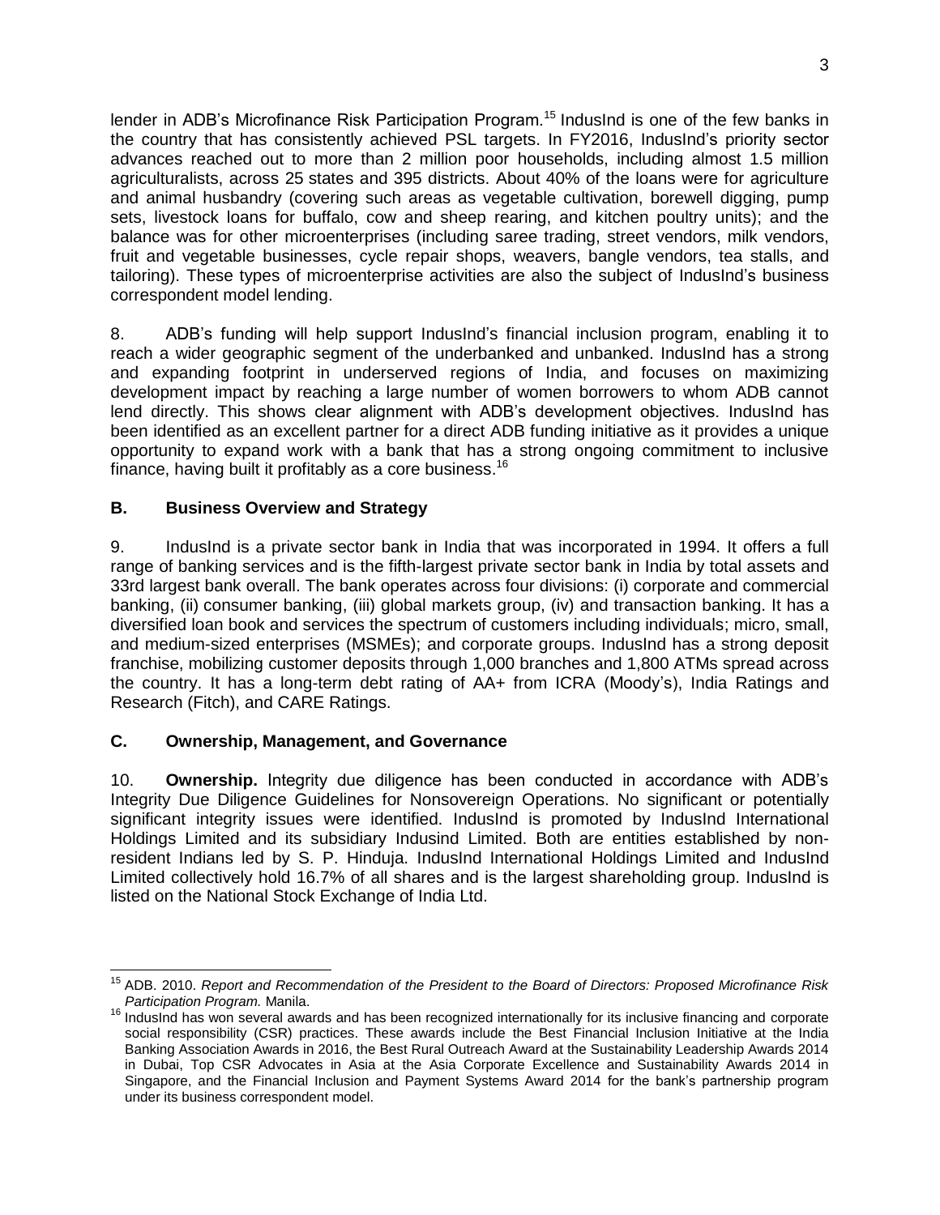lender in ADB's Microfinance Risk Participation Program.[15] IndusInd is one of the few banks in the country that has consistently achieved PSL targets. In FY2016, IndusInd's priority sector advances reached out to more than 2 million poor households, including almost 1.5 million agriculturalists, across 25 states and 395 districts. About 40% of the loans were for agriculture and animal husbandry (covering such areas as vegetable cultivation, borewell digging, pump sets, livestock loans for buffalo, cow and sheep rearing, and kitchen poultry units); and the balance was for other microenterprises (including saree trading, street vendors, milk vendors, fruit and vegetable businesses, cycle repair shops, weavers, bangle vendors, tea stalls, and tailoring). These types of microenterprise activities are also the subject of IndusInd's business correspondent model lending.

8. ADB's funding will help support IndusInd's financial inclusion program, enabling it to reach a wider geographic segment of the underbanked and unbanked. IndusInd has a strong and expanding footprint in underserved regions of India, and focuses on maximizing development impact by reaching a large number of women borrowers to whom ADB cannot lend directly. This shows clear alignment with ADB's development objectives. IndusInd has been identified as an excellent partner for a direct ADB funding initiative as it provides a unique opportunity to expand work with a bank that has a strong ongoing commitment to inclusive finance, having built it profitably as a core business.[16]

## B. Business Overview and Strategy

9. IndusInd is a private sector bank in India that was incorporated in 1994. It offers a full range of banking services and is the fifth-largest private sector bank in India by total assets and 33rd largest bank overall. The bank operates across four divisions: (i) corporate and commercial banking, (ii) consumer banking, (iii) global markets group, (iv) and transaction banking. It has a diversified loan book and services the spectrum of customers including individuals; micro, small, and medium-sized enterprises (MSMEs); and corporate groups. IndusInd has a strong deposit franchise, mobilizing customer deposits through 1,000 branches and 1,800 ATMs spread across the country. It has a long-term debt rating of AA+ from ICRA (Moody's), India Ratings and Research (Fitch), and CARE Ratings.

## C. Ownership, Management, and Governance

10. **Ownership.** Integrity due diligence has been conducted in accordance with ADB's Integrity Due Diligence Guidelines for Nonsovereign Operations. No significant or potentially significant integrity issues were identified. IndusInd is promoted by IndusInd International Holdings Limited and its subsidiary Indusind Limited. Both are entities established by non-resident Indians led by S. P. Hinduja. IndusInd International Holdings Limited and IndusInd Limited collectively hold 16.7% of all shares and is the largest shareholding group. IndusInd is listed on the National Stock Exchange of India Ltd.

---

[15] ADB. 2010. *Report and Recommendation of the President to the Board of Directors: Proposed Microfinance Risk Participation Program.* Manila.

[16] IndusInd has won several awards and has been recognized internationally for its inclusive financing and corporate social responsibility (CSR) practices. These awards include the Best Financial Inclusion Initiative at the India Banking Association Awards in 2016, the Best Rural Outreach Award at the Sustainability Leadership Awards 2014 in Dubai, Top CSR Advocates in Asia at the Asia Corporate Excellence and Sustainability Awards 2014 in Singapore, and the Financial Inclusion and Payment Systems Award 2014 for the bank's partnership program under its business correspondent model.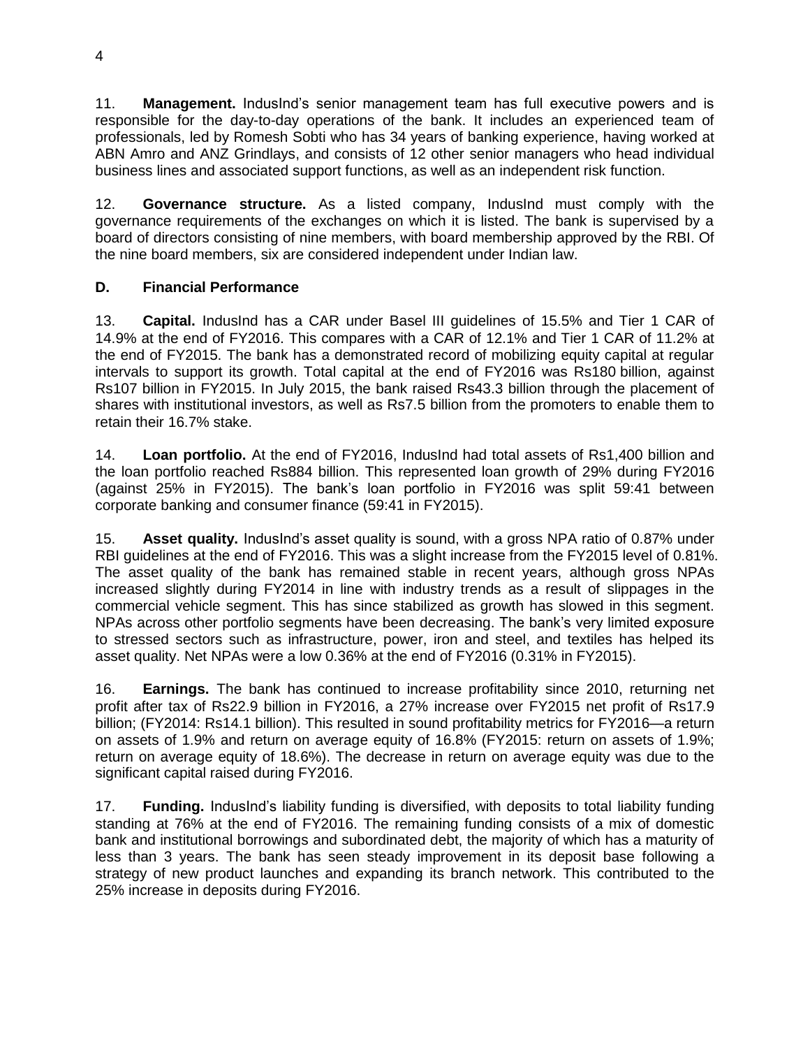11. **Management.** IndusInd's senior management team has full executive powers and is responsible for the day-to-day operations of the bank. It includes an experienced team of professionals, led by Romesh Sobti who has 34 years of banking experience, having worked at ABN Amro and ANZ Grindlays, and consists of 12 other senior managers who head individual business lines and associated support functions, as well as an independent risk function.

12. **Governance structure.** As a listed company, IndusInd must comply with the governance requirements of the exchanges on which it is listed. The bank is supervised by a board of directors consisting of nine members, with board membership approved by the RBI. Of the nine board members, six are considered independent under Indian law.

## D. Financial Performance

13. **Capital.** IndusInd has a CAR under Basel III guidelines of 15.5% and Tier 1 CAR of 14.9% at the end of FY2016. This compares with a CAR of 12.1% and Tier 1 CAR of 11.2% at the end of FY2015. The bank has a demonstrated record of mobilizing equity capital at regular intervals to support its growth. Total capital at the end of FY2016 was Rs180 billion, against Rs107 billion in FY2015. In July 2015, the bank raised Rs43.3 billion through the placement of shares with institutional investors, as well as Rs7.5 billion from the promoters to enable them to retain their 16.7% stake.

14. **Loan portfolio.** At the end of FY2016, IndusInd had total assets of Rs1,400 billion and the loan portfolio reached Rs884 billion. This represented loan growth of 29% during FY2016 (against 25% in FY2015). The bank's loan portfolio in FY2016 was split 59:41 between corporate banking and consumer finance (59:41 in FY2015).

15. **Asset quality.** IndusInd's asset quality is sound, with a gross NPA ratio of 0.87% under RBI guidelines at the end of FY2016. This was a slight increase from the FY2015 level of 0.81%. The asset quality of the bank has remained stable in recent years, although gross NPAs increased slightly during FY2014 in line with industry trends as a result of slippages in the commercial vehicle segment. This has since stabilized as growth has slowed in this segment. NPAs across other portfolio segments have been decreasing. The bank's very limited exposure to stressed sectors such as infrastructure, power, iron and steel, and textiles has helped its asset quality. Net NPAs were a low 0.36% at the end of FY2016 (0.31% in FY2015).

16. **Earnings.** The bank has continued to increase profitability since 2010, returning net profit after tax of Rs22.9 billion in FY2016, a 27% increase over FY2015 net profit of Rs17.9 billion; (FY2014: Rs14.1 billion). This resulted in sound profitability metrics for FY2016—a return on assets of 1.9% and return on average equity of 16.8% (FY2015: return on assets of 1.9%; return on average equity of 18.6%). The decrease in return on average equity was due to the significant capital raised during FY2016.

17. **Funding.** IndusInd's liability funding is diversified, with deposits to total liability funding standing at 76% at the end of FY2016. The remaining funding consists of a mix of domestic bank and institutional borrowings and subordinated debt, the majority of which has a maturity of less than 3 years. The bank has seen steady improvement in its deposit base following a strategy of new product launches and expanding its branch network. This contributed to the 25% increase in deposits during FY2016.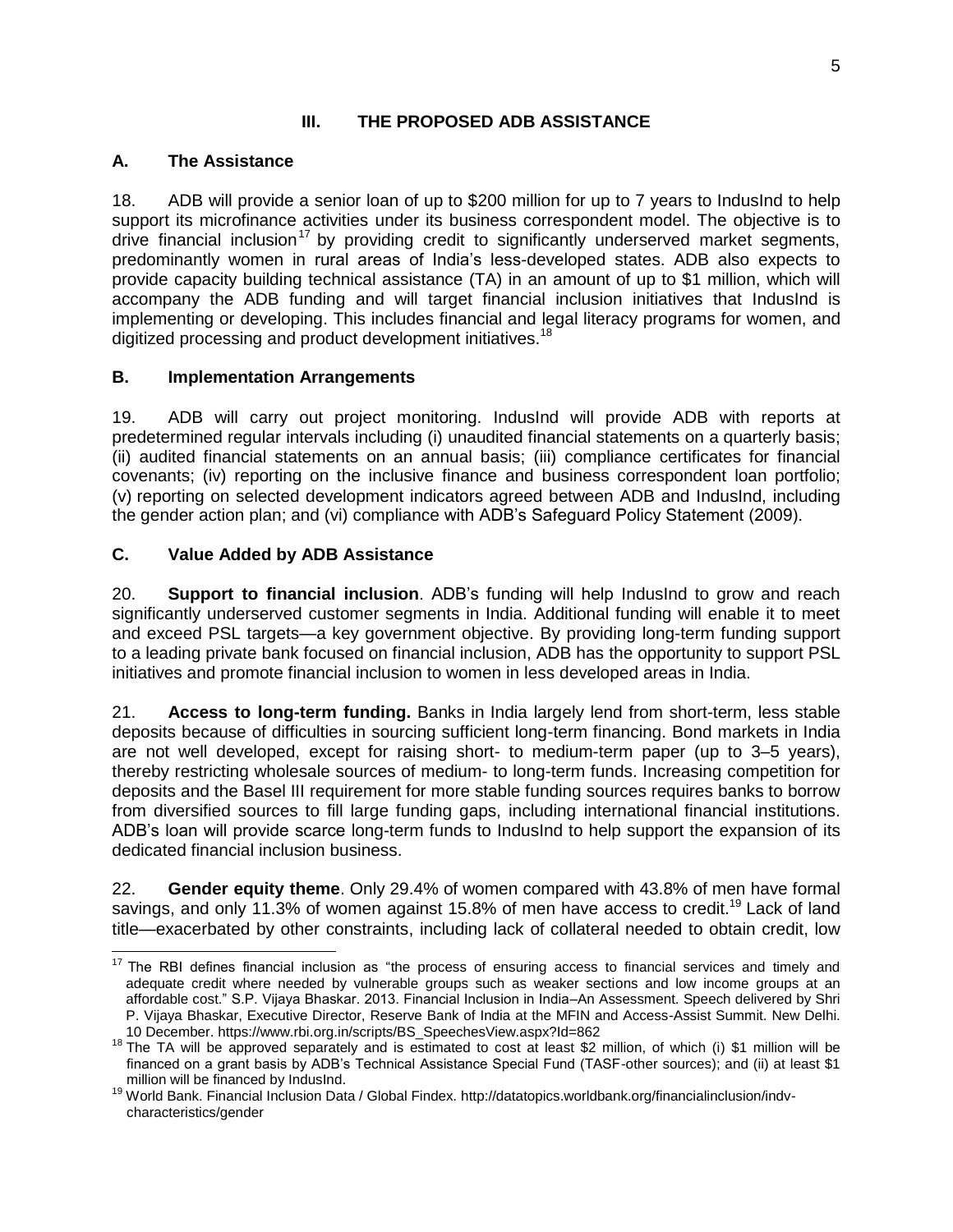## III. THE PROPOSED ADB ASSISTANCE

### A. The Assistance

18. ADB will provide a senior loan of up to $200 million for up to 7 years to IndusInd to help support its microfinance activities under its business correspondent model. The objective is to drive financial inclusion[17] by providing credit to significantly underserved market segments, predominantly women in rural areas of India's less-developed states. ADB also expects to provide capacity building technical assistance (TA) in an amount of up to $1 million, which will accompany the ADB funding and will target financial inclusion initiatives that IndusInd is implementing or developing. This includes financial and legal literacy programs for women, and digitized processing and product development initiatives.[18]

### B. Implementation Arrangements

19. ADB will carry out project monitoring. IndusInd will provide ADB with reports at predetermined regular intervals including (i) unaudited financial statements on a quarterly basis; (ii) audited financial statements on an annual basis; (iii) compliance certificates for financial covenants; (iv) reporting on the inclusive finance and business correspondent loan portfolio; (v) reporting on selected development indicators agreed between ADB and IndusInd, including the gender action plan; and (vi) compliance with ADB's Safeguard Policy Statement (2009).

### C. Value Added by ADB Assistance

20. **Support to financial inclusion**. ADB's funding will help IndusInd to grow and reach significantly underserved customer segments in India. Additional funding will enable it to meet and exceed PSL targets—a key government objective. By providing long-term funding support to a leading private bank focused on financial inclusion, ADB has the opportunity to support PSL initiatives and promote financial inclusion to women in less developed areas in India.

21. **Access to long-term funding.** Banks in India largely lend from short-term, less stable deposits because of difficulties in sourcing sufficient long-term financing. Bond markets in India are not well developed, except for raising short- to medium-term paper (up to 3–5 years), thereby restricting wholesale sources of medium- to long-term funds. Increasing competition for deposits and the Basel III requirement for more stable funding sources requires banks to borrow from diversified sources to fill large funding gaps, including international financial institutions. ADB's loan will provide scarce long-term funds to IndusInd to help support the expansion of its dedicated financial inclusion business.

22. **Gender equity theme**. Only 29.4% of women compared with 43.8% of men have formal savings, and only 11.3% of women against 15.8% of men have access to credit.[19] Lack of land title—exacerbated by other constraints, including lack of collateral needed to obtain credit, low

---

[17] The RBI defines financial inclusion as "the process of ensuring access to financial services and timely and adequate credit where needed by vulnerable groups such as weaker sections and low income groups at an affordable cost." S.P. Vijaya Bhaskar. 2013. Financial Inclusion in India–An Assessment. Speech delivered by Shri P. Vijaya Bhaskar, Executive Director, Reserve Bank of India at the MFIN and Access-Assist Summit. New Delhi. 10 December. https://www.rbi.org.in/scripts/BS_SpeechesView.aspx?Id=862

[18] The TA will be approved separately and is estimated to cost at least $2 million, of which (i) $1 million will be financed on a grant basis by ADB's Technical Assistance Special Fund (TASF-other sources); and (ii) at least $1 million will be financed by IndusInd.

[19] World Bank. Financial Inclusion Data / Global Findex. http://datatopics.worldbank.org/financialinclusion/indv-characteristics/gender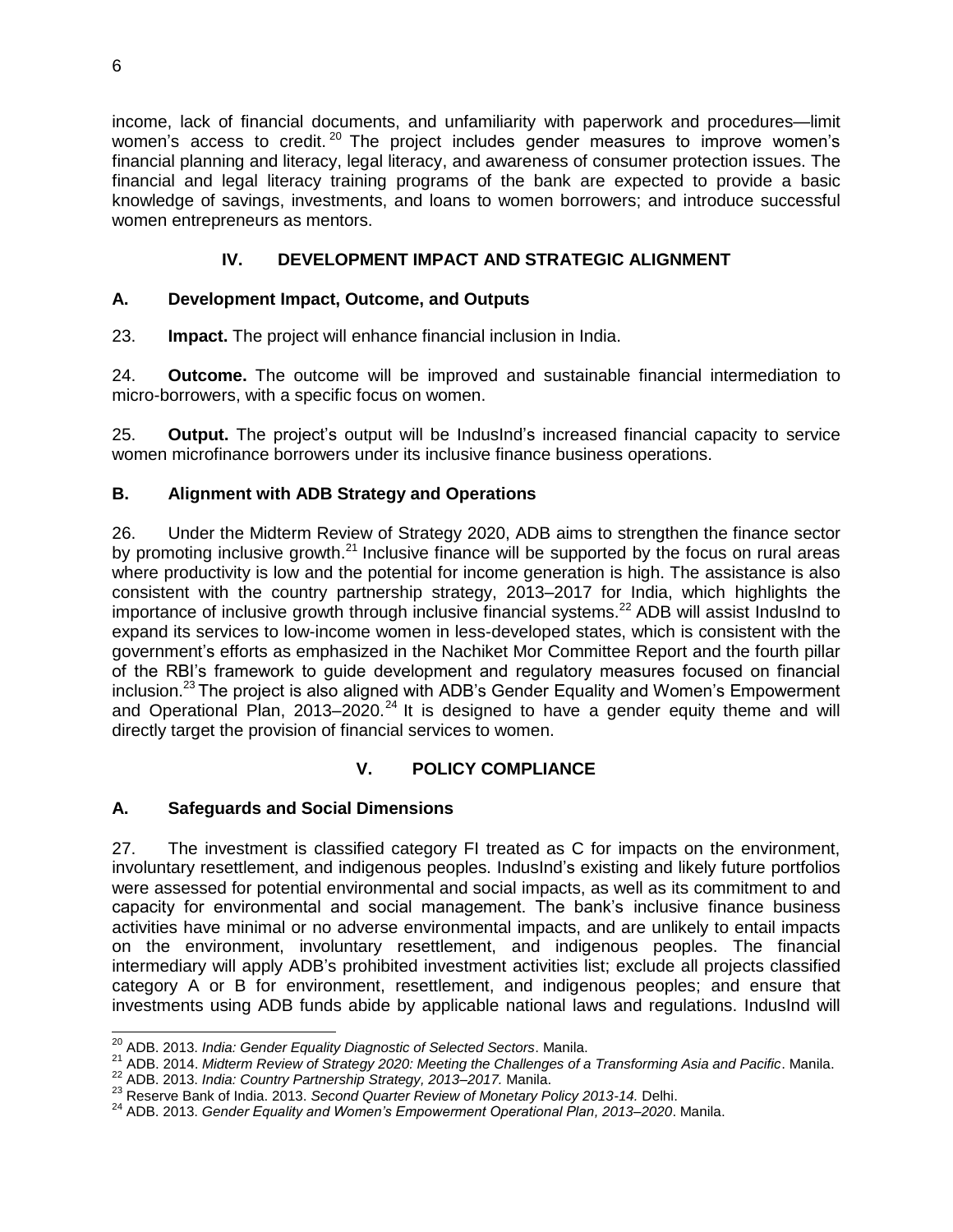income, lack of financial documents, and unfamiliarity with paperwork and procedures—limit women's access to credit.[20] The project includes gender measures to improve women's financial planning and literacy, legal literacy, and awareness of consumer protection issues. The financial and legal literacy training programs of the bank are expected to provide a basic knowledge of savings, investments, and loans to women borrowers; and introduce successful women entrepreneurs as mentors.

## IV. DEVELOPMENT IMPACT AND STRATEGIC ALIGNMENT

### A. Development Impact, Outcome, and Outputs

23. **Impact.** The project will enhance financial inclusion in India.

24. **Outcome.** The outcome will be improved and sustainable financial intermediation to micro-borrowers, with a specific focus on women.

25. **Output.** The project's output will be IndusInd's increased financial capacity to service women microfinance borrowers under its inclusive finance business operations.

### B. Alignment with ADB Strategy and Operations

26. Under the Midterm Review of Strategy 2020, ADB aims to strengthen the finance sector by promoting inclusive growth.[21] Inclusive finance will be supported by the focus on rural areas where productivity is low and the potential for income generation is high. The assistance is also consistent with the country partnership strategy, 2013–2017 for India, which highlights the importance of inclusive growth through inclusive financial systems.[22] ADB will assist IndusInd to expand its services to low-income women in less-developed states, which is consistent with the government's efforts as emphasized in the Nachiket Mor Committee Report and the fourth pillar of the RBI's framework to guide development and regulatory measures focused on financial inclusion.[23] The project is also aligned with ADB's Gender Equality and Women's Empowerment and Operational Plan, 2013–2020.[24] It is designed to have a gender equity theme and will directly target the provision of financial services to women.

## V. POLICY COMPLIANCE

### A. Safeguards and Social Dimensions

27. The investment is classified category FI treated as C for impacts on the environment, involuntary resettlement, and indigenous peoples. IndusInd's existing and likely future portfolios were assessed for potential environmental and social impacts, as well as its commitment to and capacity for environmental and social management. The bank's inclusive finance business activities have minimal or no adverse environmental impacts, and are unlikely to entail impacts on the environment, involuntary resettlement, and indigenous peoples. The financial intermediary will apply ADB's prohibited investment activities list; exclude all projects classified category A or B for environment, resettlement, and indigenous peoples; and ensure that investments using ADB funds abide by applicable national laws and regulations. IndusInd will

---

[20] ADB. 2013. *India: Gender Equality Diagnostic of Selected Sectors*. Manila.

[21] ADB. 2014. *Midterm Review of Strategy 2020: Meeting the Challenges of a Transforming Asia and Pacific*. Manila.

[22] ADB. 2013. *India: Country Partnership Strategy, 2013–2017.* Manila.

[23] Reserve Bank of India. 2013. *Second Quarter Review of Monetary Policy 2013-14.* Delhi.

[24] ADB. 2013. *Gender Equality and Women's Empowerment Operational Plan, 2013–2020*. Manila.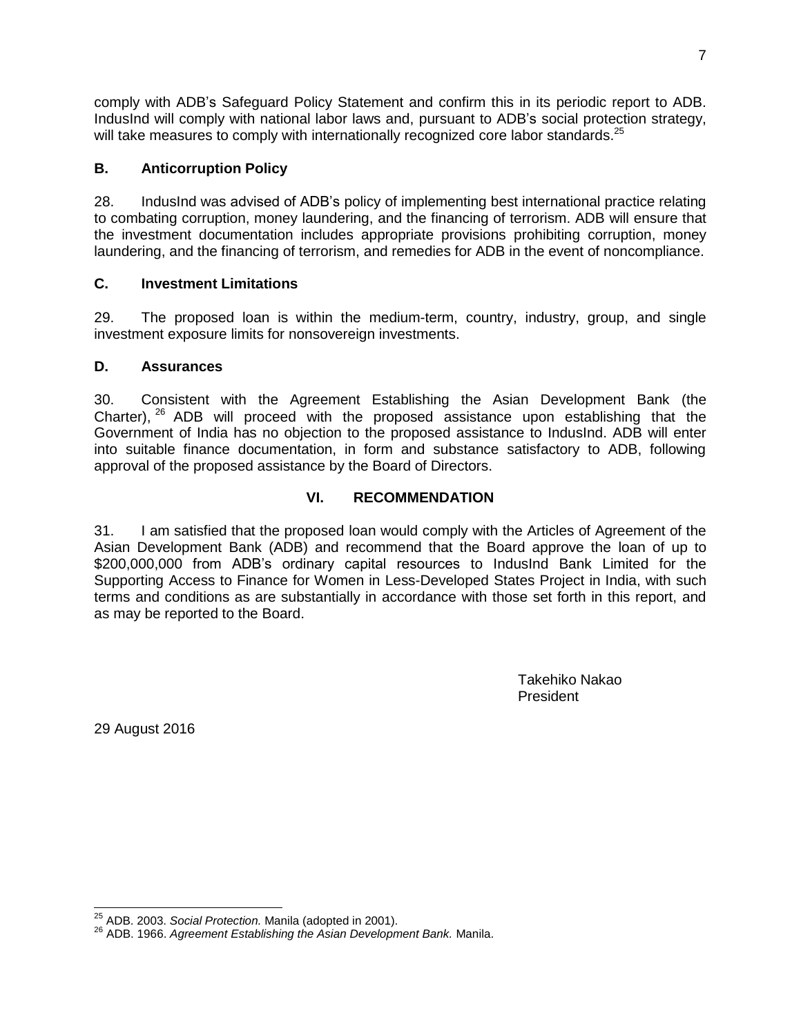comply with ADB's Safeguard Policy Statement and confirm this in its periodic report to ADB. IndusInd will comply with national labor laws and, pursuant to ADB's social protection strategy, will take measures to comply with internationally recognized core labor standards.[25]

### B. Anticorruption Policy

28. IndusInd was advised of ADB's policy of implementing best international practice relating to combating corruption, money laundering, and the financing of terrorism. ADB will ensure that the investment documentation includes appropriate provisions prohibiting corruption, money laundering, and the financing of terrorism, and remedies for ADB in the event of noncompliance.

### C. Investment Limitations

29. The proposed loan is within the medium-term, country, industry, group, and single investment exposure limits for nonsovereign investments.

### D. Assurances

30. Consistent with the Agreement Establishing the Asian Development Bank (the Charter),[26] ADB will proceed with the proposed assistance upon establishing that the Government of India has no objection to the proposed assistance to IndusInd. ADB will enter into suitable finance documentation, in form and substance satisfactory to ADB, following approval of the proposed assistance by the Board of Directors.

## VI. RECOMMENDATION

31. I am satisfied that the proposed loan would comply with the Articles of Agreement of the Asian Development Bank (ADB) and recommend that the Board approve the loan of up to $200,000,000 from ADB's ordinary capital resources to IndusInd Bank Limited for the Supporting Access to Finance for Women in Less-Developed States Project in India, with such terms and conditions as are substantially in accordance with those set forth in this report, and as may be reported to the Board.

Takehiko Nakao
President

29 August 2016

---

[25] ADB. 2003. *Social Protection.* Manila (adopted in 2001).

[26] ADB. 1966. *Agreement Establishing the Asian Development Bank.* Manila.